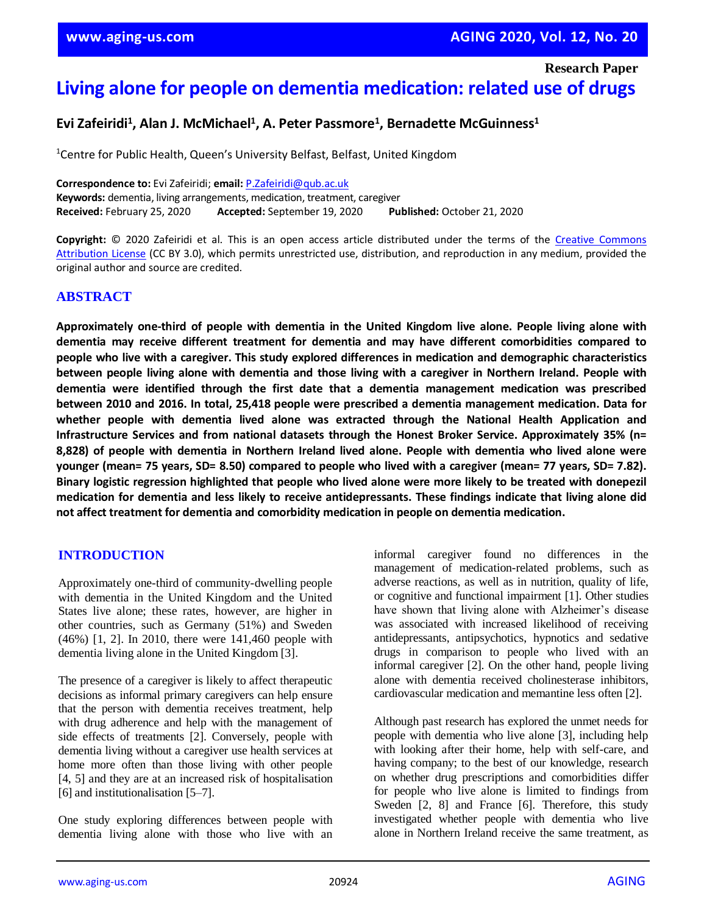Research Paper

# Living alone for people on dementia medication: related use of drugs

**Evi Zafeiridi[1], Alan J. McMichael[1], A. Peter Passmore[1], Bernadette McGuinness[1]**

[1]Centre for Public Health, Queen's University Belfast, Belfast, United Kingdom

**Correspondence to:** Evi Zafeiridi; **email:** P.Zafeiridi@qub.ac.uk
**Keywords:** dementia, living arrangements, medication, treatment, caregiver
**Received:** February 25, 2020 **Accepted:** September 19, 2020 **Published:** October 21, 2020

**Copyright:** © 2020 Zafeiridi et al. This is an open access article distributed under the terms of the Creative Commons Attribution License (CC BY 3.0), which permits unrestricted use, distribution, and reproduction in any medium, provided the original author and source are credited.

## ABSTRACT

**Approximately one-third of people with dementia in the United Kingdom live alone. People living alone with dementia may receive different treatment for dementia and may have different comorbidities compared to people who live with a caregiver. This study explored differences in medication and demographic characteristics between people living alone with dementia and those living with a caregiver in Northern Ireland. People with dementia were identified through the first date that a dementia management medication was prescribed between 2010 and 2016. In total, 25,418 people were prescribed a dementia management medication. Data for whether people with dementia lived alone was extracted through the National Health Application and Infrastructure Services and from national datasets through the Honest Broker Service. Approximately 35% (n= 8,828) of people with dementia in Northern Ireland lived alone. People with dementia who lived alone were younger (mean= 75 years, SD= 8.50) compared to people who lived with a caregiver (mean= 77 years, SD= 7.82). Binary logistic regression highlighted that people who lived alone were more likely to be treated with donepezil medication for dementia and less likely to receive antidepressants. These findings indicate that living alone did not affect treatment for dementia and comorbidity medication in people on dementia medication.**

## INTRODUCTION

Approximately one-third of community-dwelling people with dementia in the United Kingdom and the United States live alone; these rates, however, are higher in other countries, such as Germany (51%) and Sweden (46%) [1, 2]. In 2010, there were 141,460 people with dementia living alone in the United Kingdom [3].

The presence of a caregiver is likely to affect therapeutic decisions as informal primary caregivers can help ensure that the person with dementia receives treatment, help with drug adherence and help with the management of side effects of treatments [2]. Conversely, people with dementia living without a caregiver use health services at home more often than those living with other people [4, 5] and they are at an increased risk of hospitalisation [6] and institutionalisation [5–7].

One study exploring differences between people with dementia living alone with those who live with an informal caregiver found no differences in the management of medication-related problems, such as adverse reactions, as well as in nutrition, quality of life, or cognitive and functional impairment [1]. Other studies have shown that living alone with Alzheimer's disease was associated with increased likelihood of receiving antidepressants, antipsychotics, hypnotics and sedative drugs in comparison to people who lived with an informal caregiver [2]. On the other hand, people living alone with dementia received cholinesterase inhibitors, cardiovascular medication and memantine less often [2].

Although past research has explored the unmet needs for people with dementia who live alone [3], including help with looking after their home, help with self-care, and having company; to the best of our knowledge, research on whether drug prescriptions and comorbidities differ for people who live alone is limited to findings from Sweden [2, 8] and France [6]. Therefore, this study investigated whether people with dementia who live alone in Northern Ireland receive the same treatment, as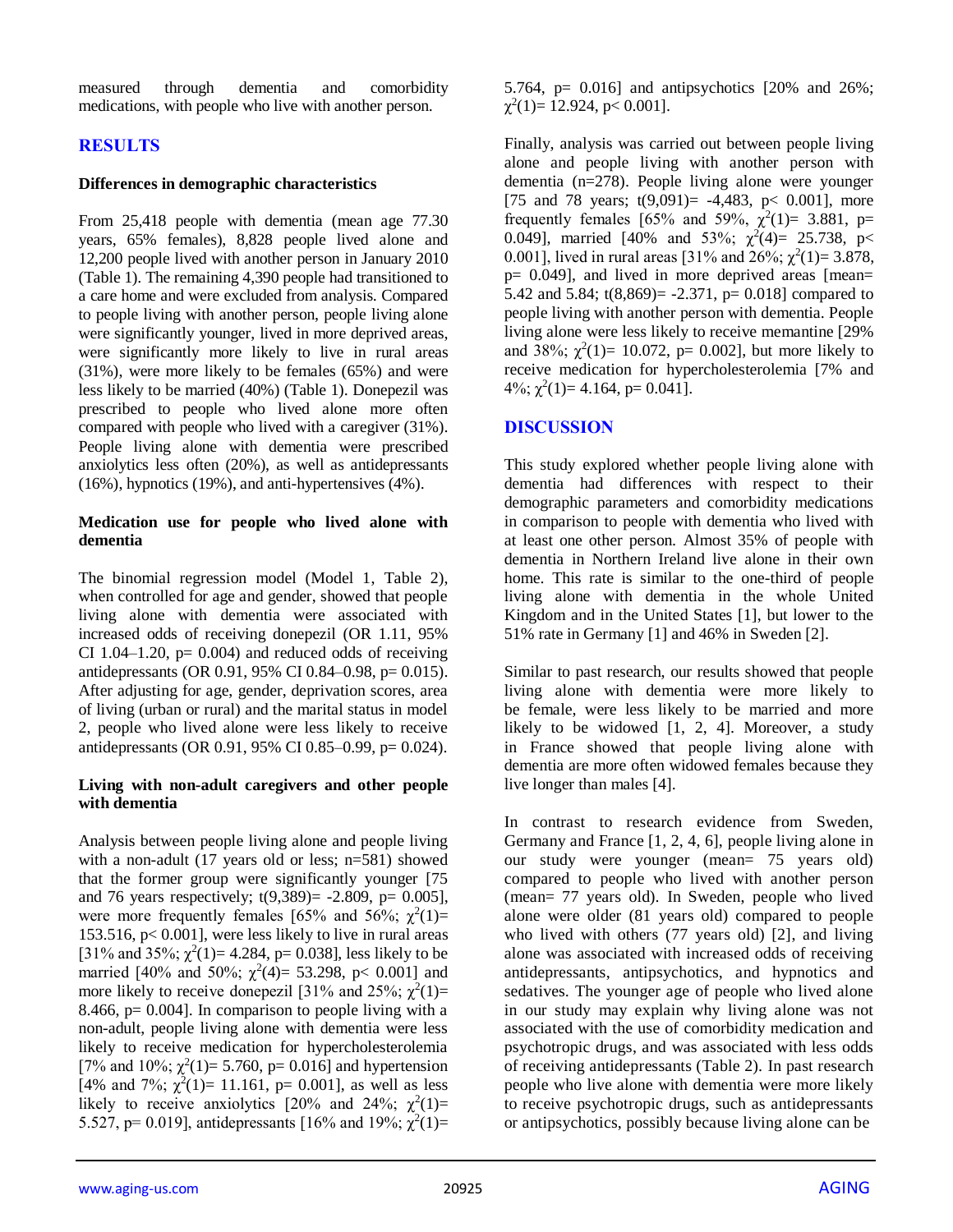measured through dementia and comorbidity medications, with people who live with another person.

## RESULTS

### Differences in demographic characteristics

From 25,418 people with dementia (mean age 77.30 years, 65% females), 8,828 people lived alone and 12,200 people lived with another person in January 2010 (Table 1). The remaining 4,390 people had transitioned to a care home and were excluded from analysis. Compared to people living with another person, people living alone were significantly younger, lived in more deprived areas, were significantly more likely to live in rural areas (31%), were more likely to be females (65%) and were less likely to be married (40%) (Table 1). Donepezil was prescribed to people who lived alone more often compared with people who lived with a caregiver (31%). People living alone with dementia were prescribed anxiolytics less often (20%), as well as antidepressants (16%), hypnotics (19%), and anti-hypertensives (4%).

### Medication use for people who lived alone with dementia

The binomial regression model (Model 1, Table 2), when controlled for age and gender, showed that people living alone with dementia were associated with increased odds of receiving donepezil (OR 1.11, 95% CI 1.04–1.20, p= 0.004) and reduced odds of receiving antidepressants (OR 0.91, 95% CI 0.84–0.98, p= 0.015). After adjusting for age, gender, deprivation scores, area of living (urban or rural) and the marital status in model 2, people who lived alone were less likely to receive antidepressants (OR 0.91, 95% CI 0.85–0.99, p= 0.024).

### Living with non-adult caregivers and other people with dementia

Analysis between people living alone and people living with a non-adult (17 years old or less; n=581) showed that the former group were significantly younger [75 and 76 years respectively; $t(9{,}389)= -2.809$, $p= 0.005$], were more frequently females [65% and 56%; $\chi^2(1)= 153.516$, $p< 0.001$], were less likely to live in rural areas [31% and 35%; $\chi^2(1)= 4.284$, $p= 0.038$], less likely to be married [40% and 50%; $\chi^2(4)= 53.298$, $p< 0.001$] and more likely to receive donepezil [31% and 25%; $\chi^2(1)= 8.466$, $p= 0.004$]. In comparison to people living with a non-adult, people living alone with dementia were less likely to receive medication for hypercholesterolemia [7% and 10%; $\chi^2(1)= 5.760$, $p= 0.016$] and hypertension [4% and 7%; $\chi^2(1)= 11.161$, $p= 0.001$], as well as less likely to receive anxiolytics [20% and 24%; $\chi^2(1)= 5.527$, $p= 0.019$], antidepressants [16% and 19%; $\chi^2(1)= 5.764$, $p= 0.016$] and antipsychotics [20% and 26%; $\chi^2(1)= 12.924$, $p< 0.001$].

Finally, analysis was carried out between people living alone and people living with another person with dementia (n=278). People living alone were younger [75 and 78 years; $t(9{,}091)= -4{,}483$, $p< 0.001$], more frequently females [65% and 59%, $\chi^2(1)= 3.881$, $p= 0.049$], married [40% and 53%; $\chi^2(4)= 25.738$, $p< 0.001$], lived in rural areas [31% and 26%; $\chi^2(1)= 3.878$, $p= 0.049$], and lived in more deprived areas [mean= 5.42 and 5.84; $t(8{,}869)= -2.371$, $p= 0.018$] compared to people living with another person with dementia. People living alone were less likely to receive memantine [29% and 38%; $\chi^2(1)= 10.072$, $p= 0.002$], but more likely to receive medication for hypercholesterolemia [7% and 4%; $\chi^2(1)= 4.164$, $p= 0.041$].

## DISCUSSION

This study explored whether people living alone with dementia had differences with respect to their demographic parameters and comorbidity medications in comparison to people with dementia who lived with at least one other person. Almost 35% of people with dementia in Northern Ireland live alone in their own home. This rate is similar to the one-third of people living alone with dementia in the whole United Kingdom and in the United States [1], but lower to the 51% rate in Germany [1] and 46% in Sweden [2].

Similar to past research, our results showed that people living alone with dementia were more likely to be female, were less likely to be married and more likely to be widowed [1, 2, 4]. Moreover, a study in France showed that people living alone with dementia are more often widowed females because they live longer than males [4].

In contrast to research evidence from Sweden, Germany and France [1, 2, 4, 6], people living alone in our study were younger (mean= 75 years old) compared to people who lived with another person (mean= 77 years old). In Sweden, people who lived alone were older (81 years old) compared to people who lived with others (77 years old) [2], and living alone was associated with increased odds of receiving antidepressants, antipsychotics, and hypnotics and sedatives. The younger age of people who lived alone in our study may explain why living alone was not associated with the use of comorbidity medication and psychotropic drugs, and was associated with less odds of receiving antidepressants (Table 2). In past research people who live alone with dementia were more likely to receive psychotropic drugs, such as antidepressants or antipsychotics, possibly because living alone can be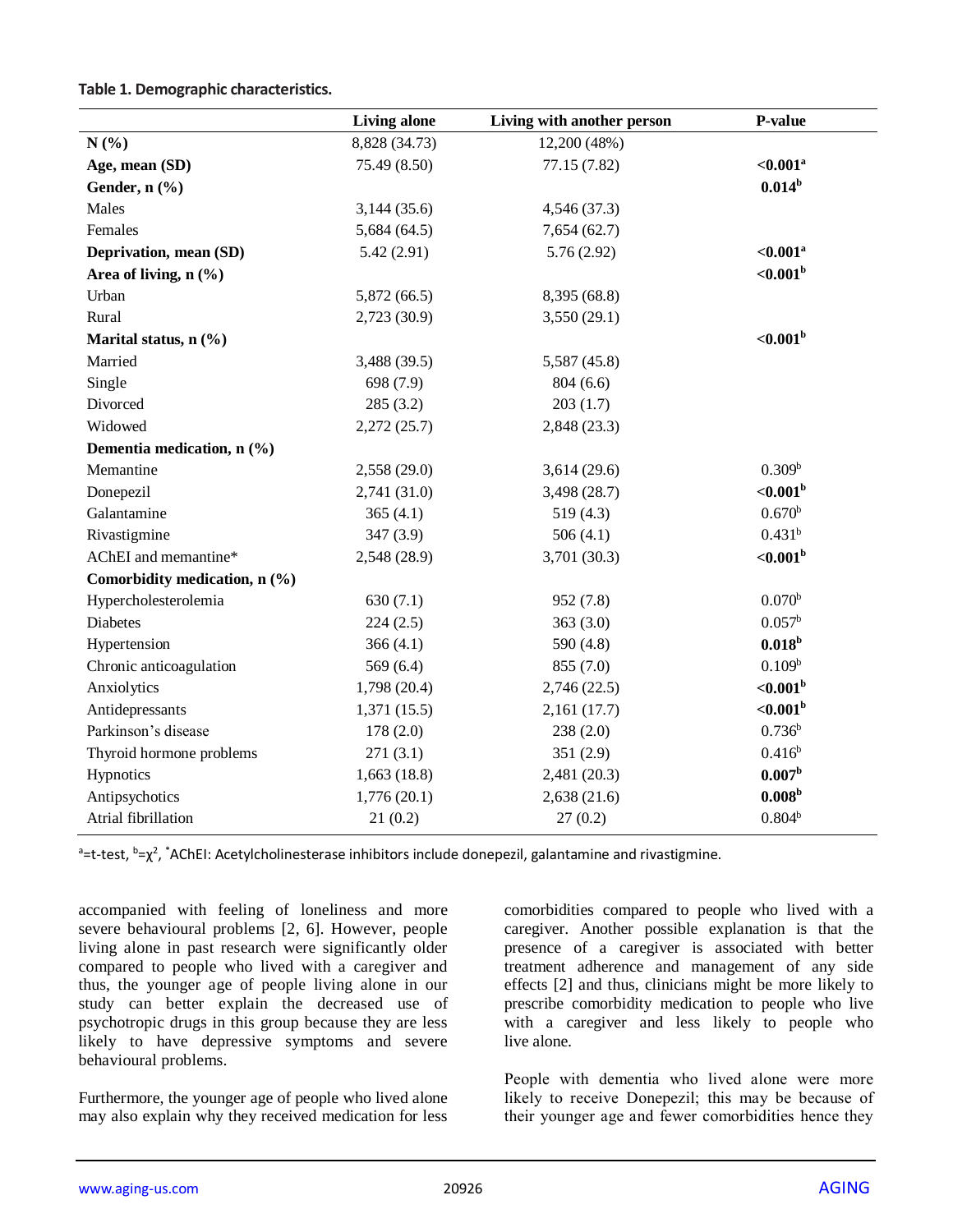**Table 1. Demographic characteristics.**

| | Living alone | Living with another person | P-value |
|---|---|---|---|
| **N (%)** | 8,828 (34.73) | 12,200 (48%) | |
| **Age, mean (SD)** | 75.49 (8.50) | 77.15 (7.82) | **<0.001[a]** |
| **Gender, n (%)** | | | **0.014[b]** |
| Males | 3,144 (35.6) | 4,546 (37.3) | |
| Females | 5,684 (64.5) | 7,654 (62.7) | |
| **Deprivation, mean (SD)** | 5.42 (2.91) | 5.76 (2.92) | **<0.001[a]** |
| **Area of living, n (%)** | | | **<0.001[b]** |
| Urban | 5,872 (66.5) | 8,395 (68.8) | |
| Rural | 2,723 (30.9) | 3,550 (29.1) | |
| **Marital status, n (%)** | | | **<0.001[b]** |
| Married | 3,488 (39.5) | 5,587 (45.8) | |
| Single | 698 (7.9) | 804 (6.6) | |
| Divorced | 285 (3.2) | 203 (1.7) | |
| Widowed | 2,272 (25.7) | 2,848 (23.3) | |
| **Dementia medication, n (%)** | | | |
| Memantine | 2,558 (29.0) | 3,614 (29.6) | 0.309[b] |
| Donepezil | 2,741 (31.0) | 3,498 (28.7) | **<0.001[b]** |
| Galantamine | 365 (4.1) | 519 (4.3) | 0.670[b] |
| Rivastigmine | 347 (3.9) | 506 (4.1) | 0.431[b] |
| AChEI and memantine* | 2,548 (28.9) | 3,701 (30.3) | **<0.001[b]** |
| **Comorbidity medication, n (%)** | | | |
| Hypercholesterolemia | 630 (7.1) | 952 (7.8) | 0.070[b] |
| Diabetes | 224 (2.5) | 363 (3.0) | 0.057[b] |
| Hypertension | 366 (4.1) | 590 (4.8) | **0.018[b]** |
| Chronic anticoagulation | 569 (6.4) | 855 (7.0) | 0.109[b] |
| Anxiolytics | 1,798 (20.4) | 2,746 (22.5) | **<0.001[b]** |
| Antidepressants | 1,371 (15.5) | 2,161 (17.7) | **<0.001[b]** |
| Parkinson's disease | 178 (2.0) | 238 (2.0) | 0.736[b] |
| Thyroid hormone problems | 271 (3.1) | 351 (2.9) | 0.416[b] |
| Hypnotics | 1,663 (18.8) | 2,481 (20.3) | **0.007[b]** |
| Antipsychotics | 1,776 (20.1) | 2,638 (21.6) | **0.008[b]** |
| Atrial fibrillation | 21 (0.2) | 27 (0.2) | 0.804[b] |

[a]=t-test, [b]=$\chi^2$, *AChEI: Acetylcholinesterase inhibitors include donepezil, galantamine and rivastigmine.

accompanied with feeling of loneliness and more severe behavioural problems [2, 6]. However, people living alone in past research were significantly older compared to people who lived with a caregiver and thus, the younger age of people living alone in our study can better explain the decreased use of psychotropic drugs in this group because they are less likely to have depressive symptoms and severe behavioural problems.

Furthermore, the younger age of people who lived alone may also explain why they received medication for less comorbidities compared to people who lived with a caregiver. Another possible explanation is that the presence of a caregiver is associated with better treatment adherence and management of any side effects [2] and thus, clinicians might be more likely to prescribe comorbidity medication to people who live with a caregiver and less likely to people who live alone.

People with dementia who lived alone were more likely to receive Donepezil; this may be because of their younger age and fewer comorbidities hence they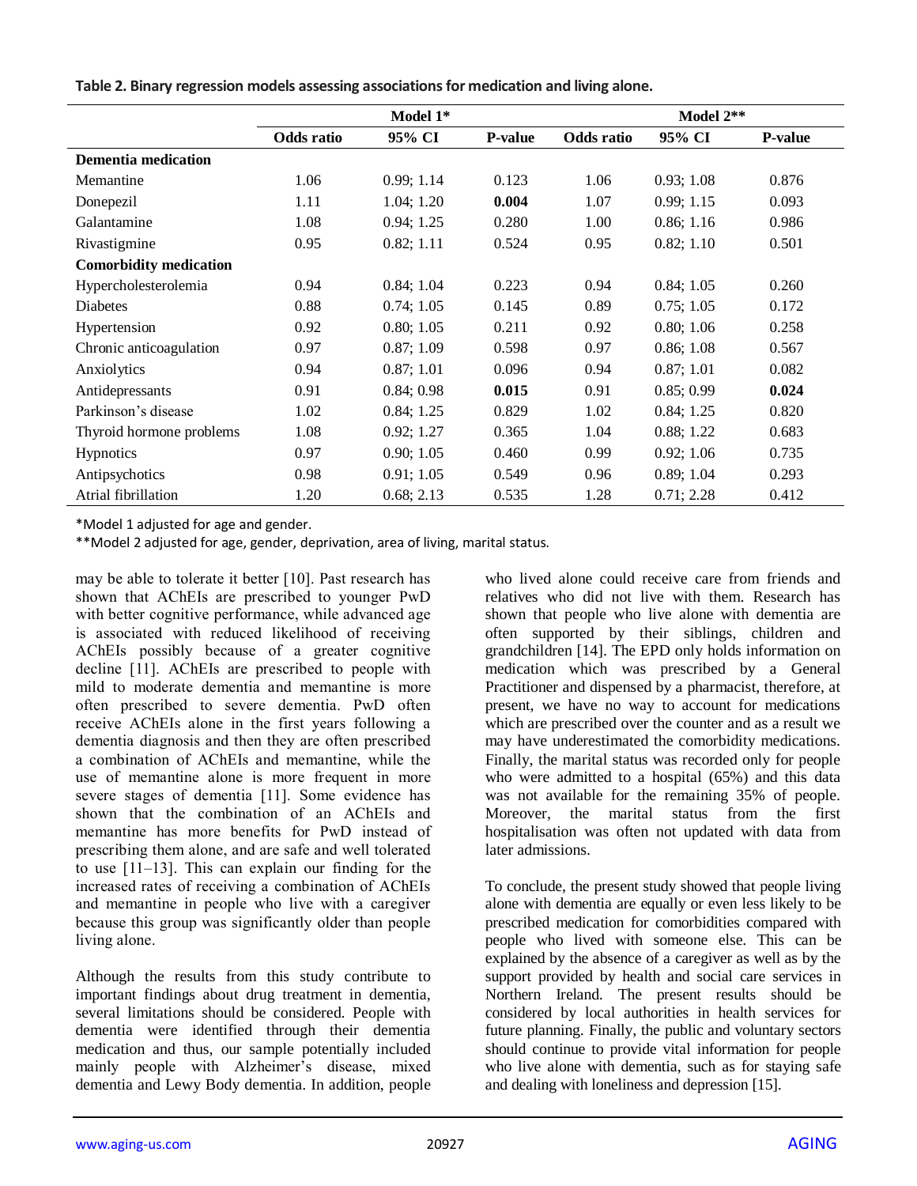**Table 2. Binary regression models assessing associations for medication and living alone.**

| | Model 1* | | | Model 2** | | |
|---|---|---|---|---|---|---|
| | Odds ratio | 95% CI | P-value | Odds ratio | 95% CI | P-value |
| **Dementia medication** | | | | | | |
| Memantine | 1.06 | 0.99; 1.14 | 0.123 | 1.06 | 0.93; 1.08 | 0.876 |
| Donepezil | 1.11 | 1.04; 1.20 | **0.004** | 1.07 | 0.99; 1.15 | 0.093 |
| Galantamine | 1.08 | 0.94; 1.25 | 0.280 | 1.00 | 0.86; 1.16 | 0.986 |
| Rivastigmine | 0.95 | 0.82; 1.11 | 0.524 | 0.95 | 0.82; 1.10 | 0.501 |
| **Comorbidity medication** | | | | | | |
| Hypercholesterolemia | 0.94 | 0.84; 1.04 | 0.223 | 0.94 | 0.84; 1.05 | 0.260 |
| Diabetes | 0.88 | 0.74; 1.05 | 0.145 | 0.89 | 0.75; 1.05 | 0.172 |
| Hypertension | 0.92 | 0.80; 1.05 | 0.211 | 0.92 | 0.80; 1.06 | 0.258 |
| Chronic anticoagulation | 0.97 | 0.87; 1.09 | 0.598 | 0.97 | 0.86; 1.08 | 0.567 |
| Anxiolytics | 0.94 | 0.87; 1.01 | 0.096 | 0.94 | 0.87; 1.01 | 0.082 |
| Antidepressants | 0.91 | 0.84; 0.98 | **0.015** | 0.91 | 0.85; 0.99 | **0.024** |
| Parkinson's disease | 1.02 | 0.84; 1.25 | 0.829 | 1.02 | 0.84; 1.25 | 0.820 |
| Thyroid hormone problems | 1.08 | 0.92; 1.27 | 0.365 | 1.04 | 0.88; 1.22 | 0.683 |
| Hypnotics | 0.97 | 0.90; 1.05 | 0.460 | 0.99 | 0.92; 1.06 | 0.735 |
| Antipsychotics | 0.98 | 0.91; 1.05 | 0.549 | 0.96 | 0.89; 1.04 | 0.293 |
| Atrial fibrillation | 1.20 | 0.68; 2.13 | 0.535 | 1.28 | 0.71; 2.28 | 0.412 |

*Model 1 adjusted for age and gender.

**Model 2 adjusted for age, gender, deprivation, area of living, marital status.

may be able to tolerate it better [10]. Past research has shown that AChEIs are prescribed to younger PwD with better cognitive performance, while advanced age is associated with reduced likelihood of receiving AChEIs possibly because of a greater cognitive decline [11]. AChEIs are prescribed to people with mild to moderate dementia and memantine is more often prescribed to severe dementia. PwD often receive AChEIs alone in the first years following a dementia diagnosis and then they are often prescribed a combination of AChEIs and memantine, while the use of memantine alone is more frequent in more severe stages of dementia [11]. Some evidence has shown that the combination of an AChEIs and memantine has more benefits for PwD instead of prescribing them alone, and are safe and well tolerated to use [11–13]. This can explain our finding for the increased rates of receiving a combination of AChEIs and memantine in people who live with a caregiver because this group was significantly older than people living alone.

Although the results from this study contribute to important findings about drug treatment in dementia, several limitations should be considered. People with dementia were identified through their dementia medication and thus, our sample potentially included mainly people with Alzheimer's disease, mixed dementia and Lewy Body dementia. In addition, people who lived alone could receive care from friends and relatives who did not live with them. Research has shown that people who live alone with dementia are often supported by their siblings, children and grandchildren [14]. The EPD only holds information on medication which was prescribed by a General Practitioner and dispensed by a pharmacist, therefore, at present, we have no way to account for medications which are prescribed over the counter and as a result we may have underestimated the comorbidity medications. Finally, the marital status was recorded only for people who were admitted to a hospital (65%) and this data was not available for the remaining 35% of people. Moreover, the marital status from the first hospitalisation was often not updated with data from later admissions.

To conclude, the present study showed that people living alone with dementia are equally or even less likely to be prescribed medication for comorbidities compared with people who lived with someone else. This can be explained by the absence of a caregiver as well as by the support provided by health and social care services in Northern Ireland. The present results should be considered by local authorities in health services for future planning. Finally, the public and voluntary sectors should continue to provide vital information for people who live alone with dementia, such as for staying safe and dealing with loneliness and depression [15].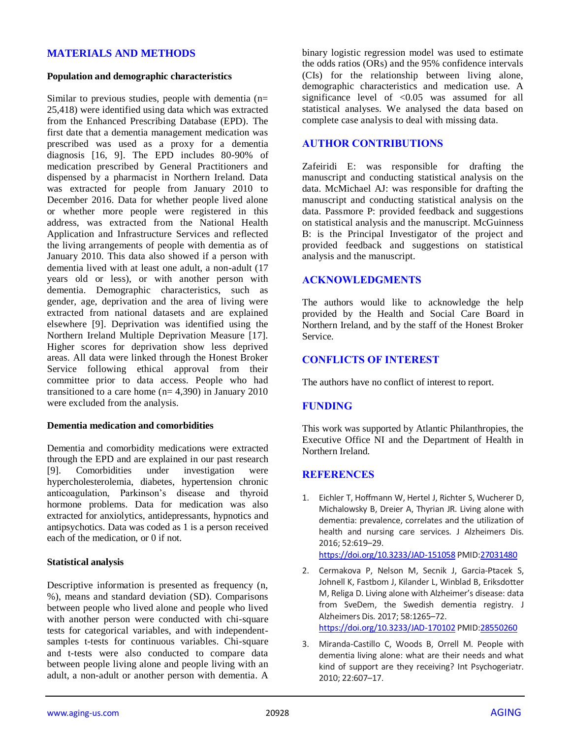## MATERIALS AND METHODS

### Population and demographic characteristics

Similar to previous studies, people with dementia (n= 25,418) were identified using data which was extracted from the Enhanced Prescribing Database (EPD). The first date that a dementia management medication was prescribed was used as a proxy for a dementia diagnosis [16, 9]. The EPD includes 80-90% of medication prescribed by General Practitioners and dispensed by a pharmacist in Northern Ireland. Data was extracted for people from January 2010 to December 2016. Data for whether people lived alone or whether more people were registered in this address, was extracted from the National Health Application and Infrastructure Services and reflected the living arrangements of people with dementia as of January 2010. This data also showed if a person with dementia lived with at least one adult, a non-adult (17 years old or less), or with another person with dementia. Demographic characteristics, such as gender, age, deprivation and the area of living were extracted from national datasets and are explained elsewhere [9]. Deprivation was identified using the Northern Ireland Multiple Deprivation Measure [17]. Higher scores for deprivation show less deprived areas. All data were linked through the Honest Broker Service following ethical approval from their committee prior to data access. People who had transitioned to a care home (n= 4,390) in January 2010 were excluded from the analysis.

### Dementia medication and comorbidities

Dementia and comorbidity medications were extracted through the EPD and are explained in our past research [9]. Comorbidities under investigation were hypercholesterolemia, diabetes, hypertension chronic anticoagulation, Parkinson's disease and thyroid hormone problems. Data for medication was also extracted for anxiolytics, antidepressants, hypnotics and antipsychotics. Data was coded as 1 is a person received each of the medication, or 0 if not.

### Statistical analysis

Descriptive information is presented as frequency (n, %), means and standard deviation (SD). Comparisons between people who lived alone and people who lived with another person were conducted with chi-square tests for categorical variables, and with independent-samples t-tests for continuous variables. Chi-square and t-tests were also conducted to compare data between people living alone and people living with an adult, a non-adult or another person with dementia. A binary logistic regression model was used to estimate the odds ratios (ORs) and the 95% confidence intervals (CIs) for the relationship between living alone, demographic characteristics and medication use. A significance level of <0.05 was assumed for all statistical analyses. We analysed the data based on complete case analysis to deal with missing data.

## AUTHOR CONTRIBUTIONS

Zafeiridi E: was responsible for drafting the manuscript and conducting statistical analysis on the data. McMichael AJ: was responsible for drafting the manuscript and conducting statistical analysis on the data. Passmore P: provided feedback and suggestions on statistical analysis and the manuscript. McGuinness B: is the Principal Investigator of the project and provided feedback and suggestions on statistical analysis and the manuscript.

## ACKNOWLEDGMENTS

The authors would like to acknowledge the help provided by the Health and Social Care Board in Northern Ireland, and by the staff of the Honest Broker Service.

## CONFLICTS OF INTEREST

The authors have no conflict of interest to report.

## FUNDING

This work was supported by Atlantic Philanthropies, the Executive Office NI and the Department of Health in Northern Ireland.

## REFERENCES

1. Eichler T, Hoffmann W, Hertel J, Richter S, Wucherer D, Michalowsky B, Dreier A, Thyrian JR. Living alone with dementia: prevalence, correlates and the utilization of health and nursing care services. J Alzheimers Dis. 2016; 52:619–29. https://doi.org/10.3233/JAD-151058 PMID:27031480

2. Cermakova P, Nelson M, Secnik J, Garcia-Ptacek S, Johnell K, Fastbom J, Kilander L, Winblad B, Eriksdotter M, Religa D. Living alone with Alzheimer's disease: data from SveDem, the Swedish dementia registry. J Alzheimers Dis. 2017; 58:1265–72. https://doi.org/10.3233/JAD-170102 PMID:28550260

3. Miranda-Castillo C, Woods B, Orrell M. People with dementia living alone: what are their needs and what kind of support are they receiving? Int Psychogeriatr. 2010; 22:607–17.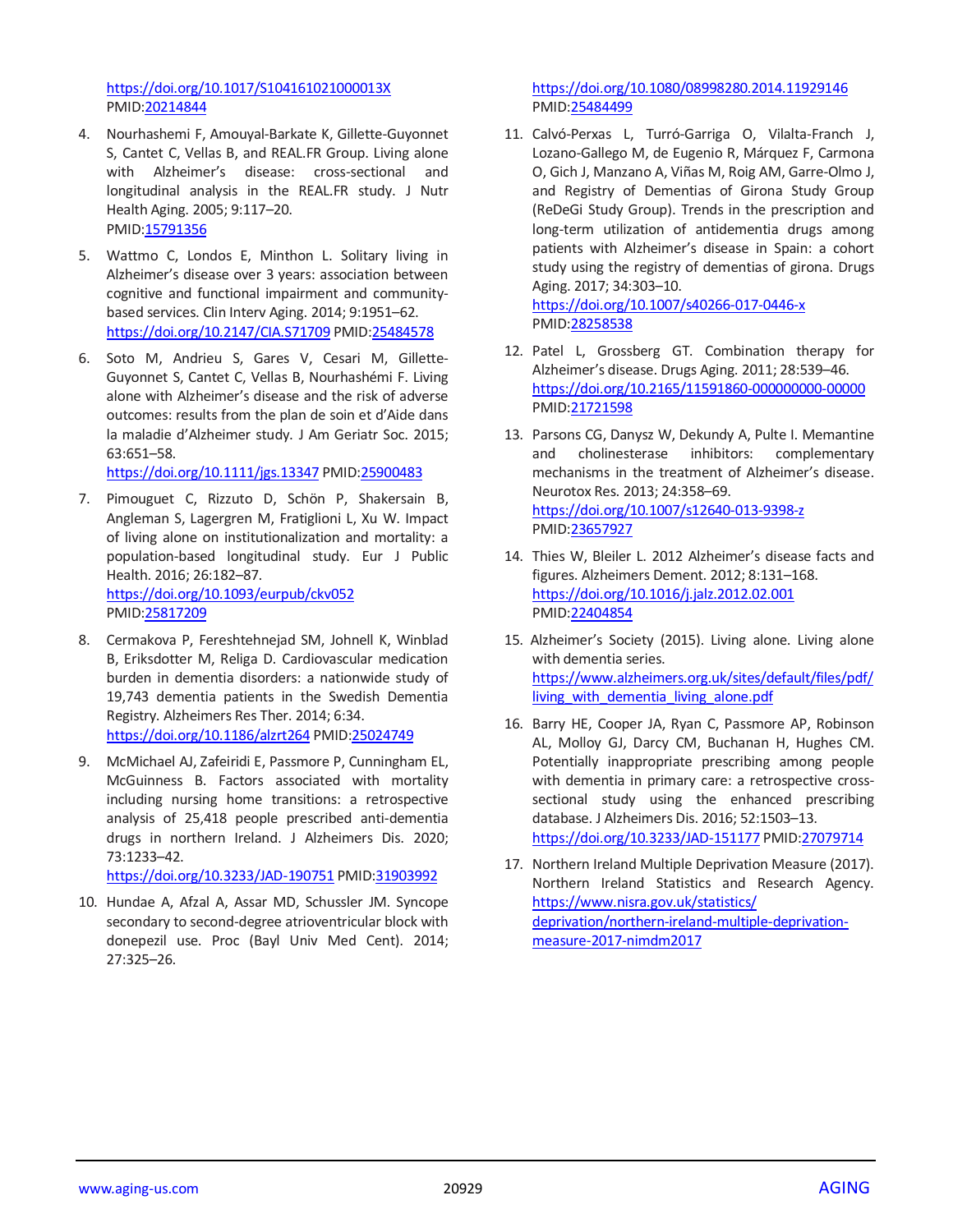https://doi.org/10.1017/S104161021000013X PMID:20214844

4. Nourhashemi F, Amouyal-Barkate K, Gillette-Guyonnet S, Cantet C, Vellas B, and REAL.FR Group. Living alone with Alzheimer's disease: cross-sectional and longitudinal analysis in the REAL.FR study. J Nutr Health Aging. 2005; 9:117–20.
PMID:15791356

5. Wattmo C, Londos E, Minthon L. Solitary living in Alzheimer's disease over 3 years: association between cognitive and functional impairment and community-based services. Clin Interv Aging. 2014; 9:1951–62.
https://doi.org/10.2147/CIA.S71709 PMID:25484578

6. Soto M, Andrieu S, Gares V, Cesari M, Gillette-Guyonnet S, Cantet C, Vellas B, Nourhashémi F. Living alone with Alzheimer's disease and the risk of adverse outcomes: results from the plan de soin et d'Aide dans la maladie d'Alzheimer study. J Am Geriatr Soc. 2015; 63:651–58.
https://doi.org/10.1111/jgs.13347 PMID:25900483

7. Pimouguet C, Rizzuto D, Schön P, Shakersain B, Angleman S, Lagergren M, Fratiglioni L, Xu W. Impact of living alone on institutionalization and mortality: a population-based longitudinal study. Eur J Public Health. 2016; 26:182–87.
https://doi.org/10.1093/eurpub/ckv052
PMID:25817209

8. Cermakova P, Fereshtehnejad SM, Johnell K, Winblad B, Eriksdotter M, Religa D. Cardiovascular medication burden in dementia disorders: a nationwide study of 19,743 dementia patients in the Swedish Dementia Registry. Alzheimers Res Ther. 2014; 6:34.
https://doi.org/10.1186/alzrt264 PMID:25024749

9. McMichael AJ, Zafeiridi E, Passmore P, Cunningham EL, McGuinness B. Factors associated with mortality including nursing home transitions: a retrospective analysis of 25,418 people prescribed anti-dementia drugs in northern Ireland. J Alzheimers Dis. 2020; 73:1233–42.
https://doi.org/10.3233/JAD-190751 PMID:31903992

10. Hundae A, Afzal A, Assar MD, Schussler JM. Syncope secondary to second-degree atrioventricular block with donepezil use. Proc (Bayl Univ Med Cent). 2014; 27:325–26.
https://doi.org/10.1080/08998280.2014.11929146
PMID:25484499

11. Calvó-Perxas L, Turró-Garriga O, Vilalta-Franch J, Lozano-Gallego M, de Eugenio R, Márquez F, Carmona O, Gich J, Manzano A, Viñas M, Roig AM, Garre-Olmo J, and Registry of Dementias of Girona Study Group (ReDeGi Study Group). Trends in the prescription and long-term utilization of antidementia drugs among patients with Alzheimer's disease in Spain: a cohort study using the registry of dementias of girona. Drugs Aging. 2017; 34:303–10.
https://doi.org/10.1007/s40266-017-0446-x
PMID:28258538

12. Patel L, Grossberg GT. Combination therapy for Alzheimer's disease. Drugs Aging. 2011; 28:539–46.
https://doi.org/10.2165/11591860-000000000-00000
PMID:21721598

13. Parsons CG, Danysz W, Dekundy A, Pulte I. Memantine and cholinesterase inhibitors: complementary mechanisms in the treatment of Alzheimer's disease. Neurotox Res. 2013; 24:358–69.
https://doi.org/10.1007/s12640-013-9398-z
PMID:23657927

14. Thies W, Bleiler L. 2012 Alzheimer's disease facts and figures. Alzheimers Dement. 2012; 8:131–168.
https://doi.org/10.1016/j.jalz.2012.02.001
PMID:22404854

15. Alzheimer's Society (2015). Living alone. Living alone with dementia series.
https://www.alzheimers.org.uk/sites/default/files/pdf/living_with_dementia_living_alone.pdf

16. Barry HE, Cooper JA, Ryan C, Passmore AP, Robinson AL, Molloy GJ, Darcy CM, Buchanan H, Hughes CM. Potentially inappropriate prescribing among people with dementia in primary care: a retrospective cross-sectional study using the enhanced prescribing database. J Alzheimers Dis. 2016; 52:1503–13.
https://doi.org/10.3233/JAD-151177 PMID:27079714

17. Northern Ireland Multiple Deprivation Measure (2017). Northern Ireland Statistics and Research Agency.
https://www.nisra.gov.uk/statistics/deprivation/northern-ireland-multiple-deprivation-measure-2017-nimdm2017